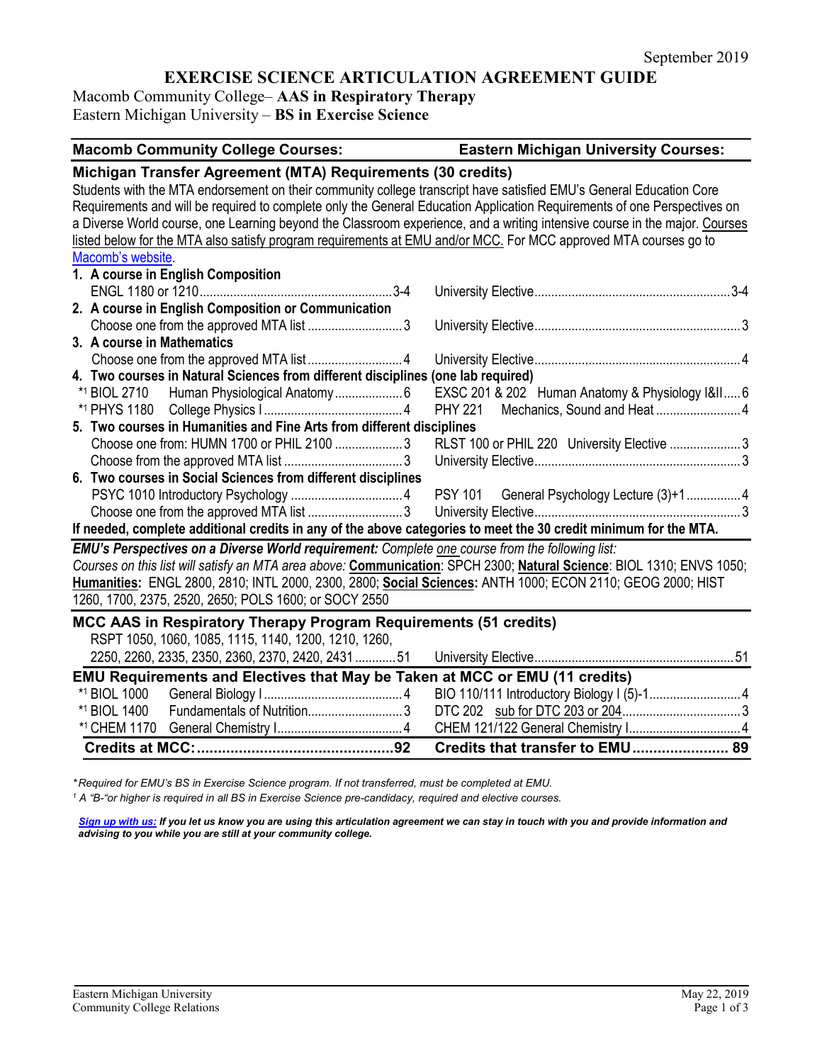September 2019

# EXERCISE SCIENCE ARTICULATION AGREEMENT GUIDE

Macomb Community College– **AAS in Respiratory Therapy**
Eastern Michigan University – **BS in Exercise Science**

| Macomb Community College Courses: | | Eastern Michigan University Courses: | |
|---|---|---|---|
| **Michigan Transfer Agreement (MTA) Requirements (30 credits)** | | | |

Students with the MTA endorsement on their community college transcript have satisfied EMU's General Education Core Requirements and will be required to complete only the General Education Application Requirements of one Perspectives on a Diverse World course, one Learning beyond the Classroom experience, and a writing intensive course in the major. Courses listed below for the MTA also satisfy program requirements at EMU and/or MCC. For MCC approved MTA courses go to [Macomb's website](Macomb's website).

| Macomb Community College Courses | Credits | Eastern Michigan University Courses | Credits |
|---|---|---|---|
| **1. A course in English Composition** | | | |
| ENGL 1180 or 1210 | 3-4 | University Elective | 3-4 |
| **2. A course in English Composition or Communication** | | | |
| Choose one from the approved MTA list | 3 | University Elective | 3 |
| **3. A course in Mathematics** | | | |
| Choose one from the approved MTA list | 4 | University Elective | 4 |
| **4. Two courses in Natural Sciences from different disciplines (one lab required)** | | | |
| *1 BIOL 2710 Human Physiological Anatomy | 6 | EXSC 201 & 202 Human Anatomy & Physiology I&II | 6 |
| *1 PHYS 1180 College Physics I | 4 | PHY 221 Mechanics, Sound and Heat | 4 |
| **5. Two courses in Humanities and Fine Arts from different disciplines** | | | |
| Choose one from: HUMN 1700 or PHIL 2100 | 3 | RLST 100 or PHIL 220 University Elective | 3 |
| Choose from the approved MTA list | 3 | University Elective | 3 |
| **6. Two courses in Social Sciences from different disciplines** | | | |
| PSYC 1010 Introductory Psychology | 4 | PSY 101 General Psychology Lecture (3)+1 | 4 |
| Choose one from the approved MTA list | 3 | University Elective | 3 |

**If needed, complete additional credits in any of the above categories to meet the 30 credit minimum for the MTA.**

***EMU's Perspectives on a Diverse World requirement:*** *Complete one course from the following list:*
*Courses on this list will satisfy an MTA area above:* **Communication**: SPCH 2300; **Natural Science**: BIOL 1310; ENVS 1050; **Humanities:** ENGL 2800, 2810; INTL 2000, 2300, 2800; **Social Sciences:** ANTH 1000; ECON 2110; GEOG 2000; HIST 1260, 1700, 2375, 2520, 2650; POLS 1600; or SOCY 2550

| Macomb Community College Courses | Credits | Eastern Michigan University Courses | Credits |
|---|---|---|---|
| **MCC AAS in Respiratory Therapy Program Requirements (51 credits)** | | | |
| RSPT 1050, 1060, 1085, 1115, 1140, 1200, 1210, 1260, 2250, 2260, 2335, 2350, 2360, 2370, 2420, 2431 | 51 | University Elective | 51 |
| **EMU Requirements and Electives that May be Taken at MCC or EMU (11 credits)** | | | |
| *1 BIOL 1000 General Biology I | 4 | BIO 110/111 Introductory Biology I (5)-1 | 4 |
| *1 BIOL 1400 Fundamentals of Nutrition | 3 | DTC 202 sub for DTC 203 or 204 | 3 |
| *1 CHEM 1170 General Chemistry I | 4 | CHEM 121/122 General Chemistry I | 4 |
| **Credits at MCC:** | **92** | **Credits that transfer to EMU** | **89** |

*\* Required for EMU's BS in Exercise Science program. If not transferred, must be completed at EMU.*
*[1] A "B-"or higher is required in all BS in Exercise Science pre-candidacy, required and elective courses.*

***Sign up with us:*** ***If you let us know you are using this articulation agreement we can stay in touch with you and provide information and advising to you while you are still at your community college.***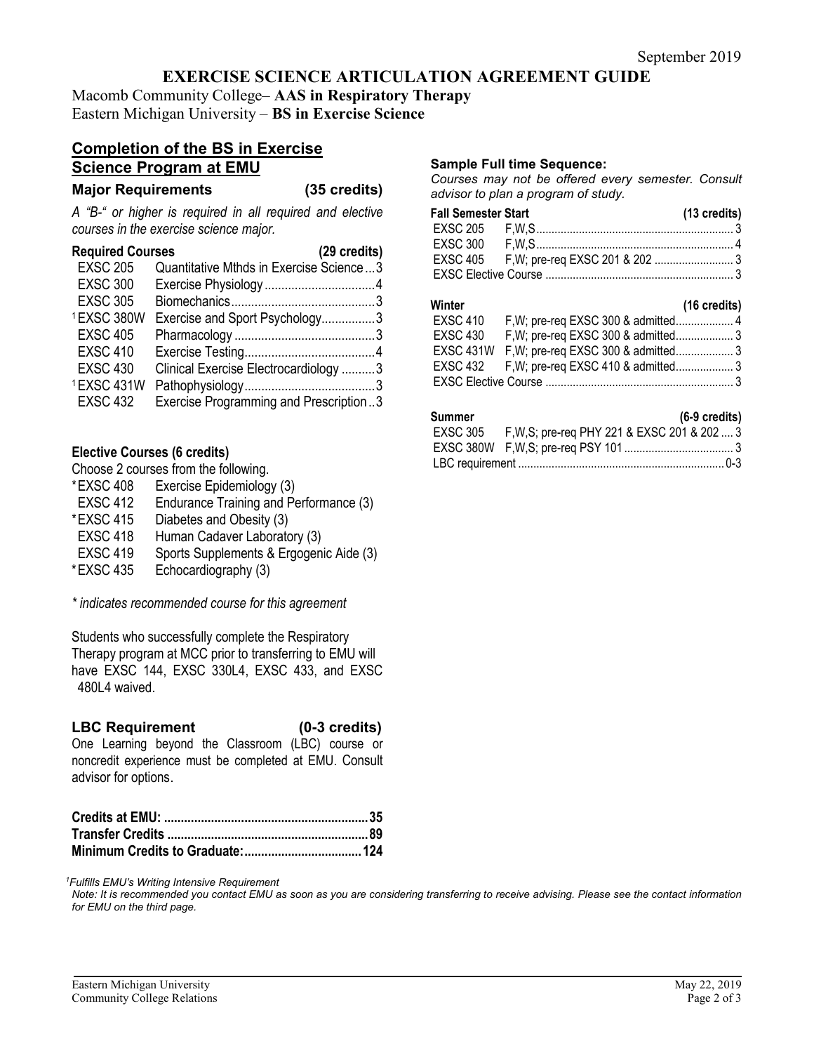September 2019

# EXERCISE SCIENCE ARTICULATION AGREEMENT GUIDE

Macomb Community College– **AAS in Respiratory Therapy**
Eastern Michigan University – **BS in Exercise Science**

## Completion of the BS in Exercise Science Program at EMU

### Major Requirements (35 credits)

*A "B-" or higher is required in all required and elective courses in the exercise science major.*

**Required Courses (29 credits)**

| Course | Title | Credits |
|---|---|---|
| EXSC 205 | Quantitative Mthds in Exercise Science | 3 |
| EXSC 300 | Exercise Physiology | 4 |
| EXSC 305 | Biomechanics | 3 |
| [1]EXSC 380W | Exercise and Sport Psychology | 3 |
| EXSC 405 | Pharmacology | 3 |
| EXSC 410 | Exercise Testing | 4 |
| EXSC 430 | Clinical Exercise Electrocardiology | 3 |
| [1]EXSC 431W | Pathophysiology | 3 |
| EXSC 432 | Exercise Programming and Prescription | 3 |

**Elective Courses (6 credits)**

Choose 2 courses from the following.

- *EXSC 408 Exercise Epidemiology (3)
- EXSC 412 Endurance Training and Performance (3)
- *EXSC 415 Diabetes and Obesity (3)
- EXSC 418 Human Cadaver Laboratory (3)
- EXSC 419 Sports Supplements & Ergogenic Aide (3)
- *EXSC 435 Echocardiography (3)

*\* indicates recommended course for this agreement*

Students who successfully complete the Respiratory Therapy program at MCC prior to transferring to EMU will have EXSC 144, EXSC 330L4, EXSC 433, and EXSC 480L4 waived.

### LBC Requirement (0-3 credits)

One Learning beyond the Classroom (LBC) course or noncredit experience must be completed at EMU. Consult advisor for options.

| | |
|---|---|
| **Credits at EMU:** | **35** |
| **Transfer Credits** | **89** |
| **Minimum Credits to Graduate:** | **124** |

### Sample Full time Sequence:

*Courses may not be offered every semester. Consult advisor to plan a program of study.*

**Fall Semester Start (13 credits)**

| Course | Offered / Prerequisites | Credits |
|---|---|---|
| EXSC 205 | F,W,S | 3 |
| EXSC 300 | F,W,S | 4 |
| EXSC 405 | F,W; pre-req EXSC 201 & 202 | 3 |
| EXSC Elective Course | | 3 |

**Winter (16 credits)**

| Course | Offered / Prerequisites | Credits |
|---|---|---|
| EXSC 410 | F,W; pre-req EXSC 300 & admitted | 4 |
| EXSC 430 | F,W; pre-req EXSC 300 & admitted | 3 |
| EXSC 431W | F,W; pre-req EXSC 300 & admitted | 3 |
| EXSC 432 | F,W; pre-req EXSC 410 & admitted | 3 |
| EXSC Elective Course | | 3 |

**Summer (6-9 credits)**

| Course | Offered / Prerequisites | Credits |
|---|---|---|
| EXSC 305 | F,W,S; pre-req PHY 221 & EXSC 201 & 202 | 3 |
| EXSC 380W | F,W,S; pre-req PSY 101 | 3 |
| LBC requirement | | 0-3 |

*[1]Fulfills EMU's Writing Intensive Requirement*

*Note: It is recommended you contact EMU as soon as you are considering transferring to receive advising. Please see the contact information for EMU on the third page.*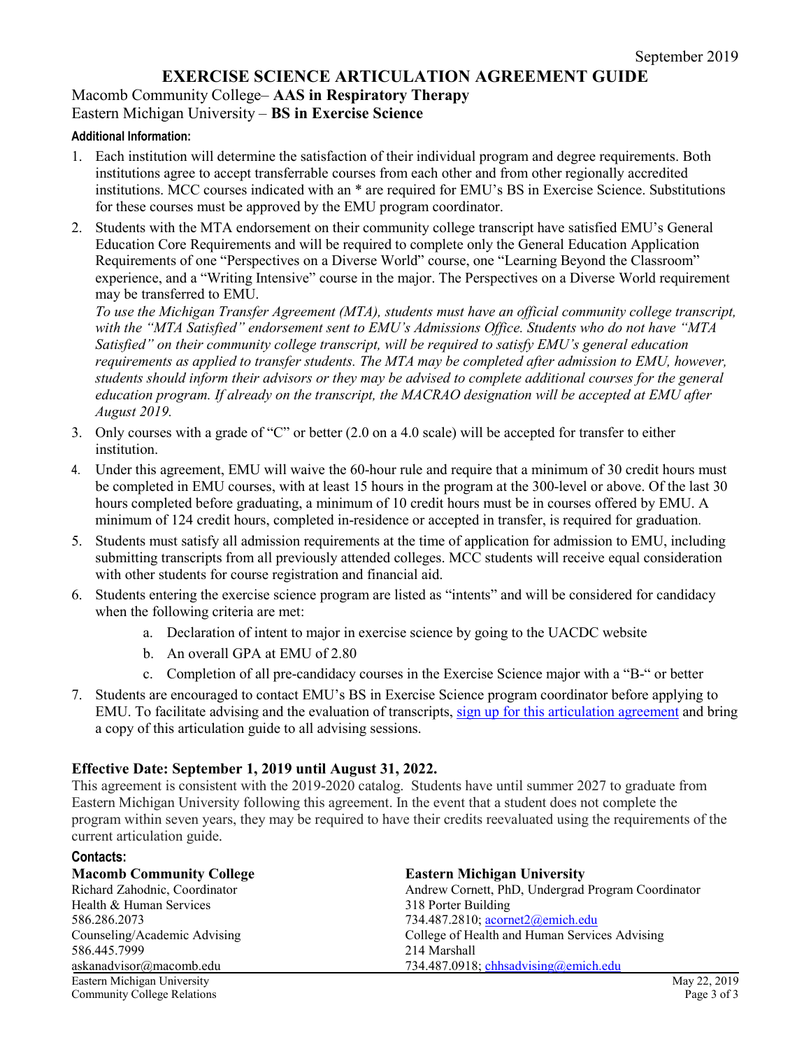September 2019

# EXERCISE SCIENCE ARTICULATION AGREEMENT GUIDE

Macomb Community College– **AAS in Respiratory Therapy**
Eastern Michigan University – **BS in Exercise Science**

**Additional Information:**

1. Each institution will determine the satisfaction of their individual program and degree requirements. Both institutions agree to accept transferrable courses from each other and from other regionally accredited institutions. MCC courses indicated with an * are required for EMU's BS in Exercise Science. Substitutions for these courses must be approved by the EMU program coordinator.
2. Students with the MTA endorsement on their community college transcript have satisfied EMU's General Education Core Requirements and will be required to complete only the General Education Application Requirements of one "Perspectives on a Diverse World" course, one "Learning Beyond the Classroom" experience, and a "Writing Intensive" course in the major. The Perspectives on a Diverse World requirement may be transferred to EMU.
   *To use the Michigan Transfer Agreement (MTA), students must have an official community college transcript, with the "MTA Satisfied" endorsement sent to EMU's Admissions Office. Students who do not have "MTA Satisfied" on their community college transcript, will be required to satisfy EMU's general education requirements as applied to transfer students. The MTA may be completed after admission to EMU, however, students should inform their advisors or they may be advised to complete additional courses for the general education program. If already on the transcript, the MACRAO designation will be accepted at EMU after August 2019.*
3. Only courses with a grade of "C" or better (2.0 on a 4.0 scale) will be accepted for transfer to either institution.
4. Under this agreement, EMU will waive the 60-hour rule and require that a minimum of 30 credit hours must be completed in EMU courses, with at least 15 hours in the program at the 300-level or above. Of the last 30 hours completed before graduating, a minimum of 10 credit hours must be in courses offered by EMU. A minimum of 124 credit hours, completed in-residence or accepted in transfer, is required for graduation.
5. Students must satisfy all admission requirements at the time of application for admission to EMU, including submitting transcripts from all previously attended colleges. MCC students will receive equal consideration with other students for course registration and financial aid.
6. Students entering the exercise science program are listed as "intents" and will be considered for candidacy when the following criteria are met:
   a. Declaration of intent to major in exercise science by going to the UACDC website
   b. An overall GPA at EMU of 2.80
   c. Completion of all pre-candidacy courses in the Exercise Science major with a "B-" or better
7. Students are encouraged to contact EMU's BS in Exercise Science program coordinator before applying to EMU. To facilitate advising and the evaluation of transcripts, sign up for this articulation agreement and bring a copy of this articulation guide to all advising sessions.

**Effective Date: September 1, 2019 until August 31, 2022.**

This agreement is consistent with the 2019-2020 catalog. Students have until summer 2027 to graduate from Eastern Michigan University following this agreement. In the event that a student does not complete the program within seven years, they may be required to have their credits reevaluated using the requirements of the current articulation guide.

**Contacts:**

**Macomb Community College**
Richard Zahodnic, Coordinator
Health & Human Services
586.286.2073
Counseling/Academic Advising
586.445.7999
askanadvisor@macomb.edu

**Eastern Michigan University**
Andrew Cornett, PhD, Undergrad Program Coordinator
318 Porter Building
734.487.2810; acornet2@emich.edu
College of Health and Human Services Advising
214 Marshall
734.487.0918; chhsadvising@emich.edu

Eastern Michigan University
Community College Relations

May 22, 2019